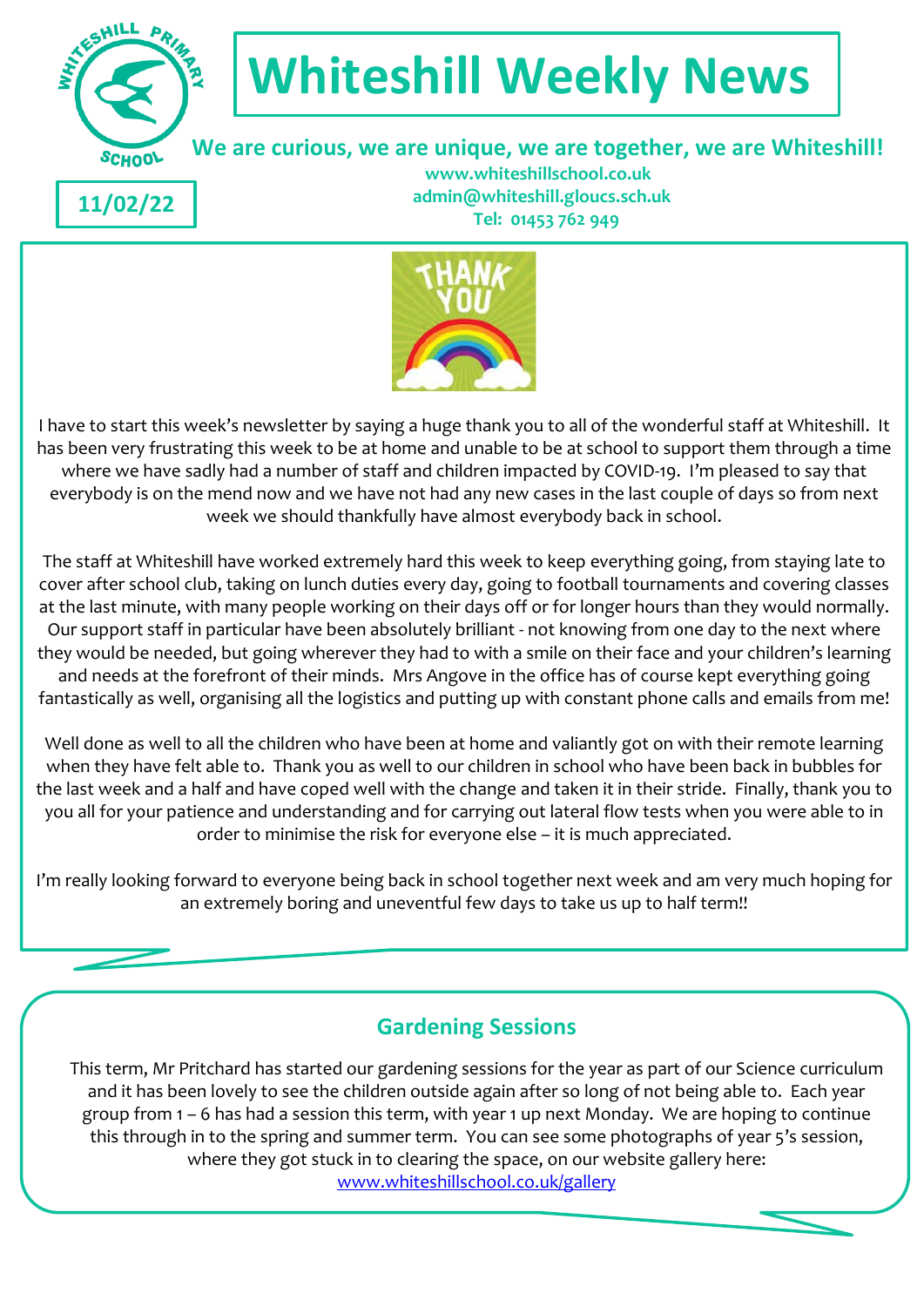# Whiteshill Weekly News

**We are curious, we are unique, we are together, we are Whiteshill!**

**www.whiteshillschool.co.uk**
**admin@whiteshill.gloucs.sch.uk**
**Tel: 01453 762 949**

**11/02/22**

I have to start this week's newsletter by saying a huge thank you to all of the wonderful staff at Whiteshill. It has been very frustrating this week to be at home and unable to be at school to support them through a time where we have sadly had a number of staff and children impacted by COVID-19. I'm pleased to say that everybody is on the mend now and we have not had any new cases in the last couple of days so from next week we should thankfully have almost everybody back in school.

The staff at Whiteshill have worked extremely hard this week to keep everything going, from staying late to cover after school club, taking on lunch duties every day, going to football tournaments and covering classes at the last minute, with many people working on their days off or for longer hours than they would normally. Our support staff in particular have been absolutely brilliant - not knowing from one day to the next where they would be needed, but going wherever they had to with a smile on their face and your children's learning and needs at the forefront of their minds. Mrs Angove in the office has of course kept everything going fantastically as well, organising all the logistics and putting up with constant phone calls and emails from me!

Well done as well to all the children who have been at home and valiantly got on with their remote learning when they have felt able to. Thank you as well to our children in school who have been back in bubbles for the last week and a half and have coped well with the change and taken it in their stride. Finally, thank you to you all for your patience and understanding and for carrying out lateral flow tests when you were able to in order to minimise the risk for everyone else – it is much appreciated.

I'm really looking forward to everyone being back in school together next week and am very much hoping for an extremely boring and uneventful few days to take us up to half term!!

## Gardening Sessions

This term, Mr Pritchard has started our gardening sessions for the year as part of our Science curriculum and it has been lovely to see the children outside again after so long of not being able to. Each year group from 1 – 6 has had a session this term, with year 1 up next Monday. We are hoping to continue this through in to the spring and summer term. You can see some photographs of year 5's session, where they got stuck in to clearing the space, on our website gallery here: [www.whiteshillschool.co.uk/gallery](www.whiteshillschool.co.uk/gallery)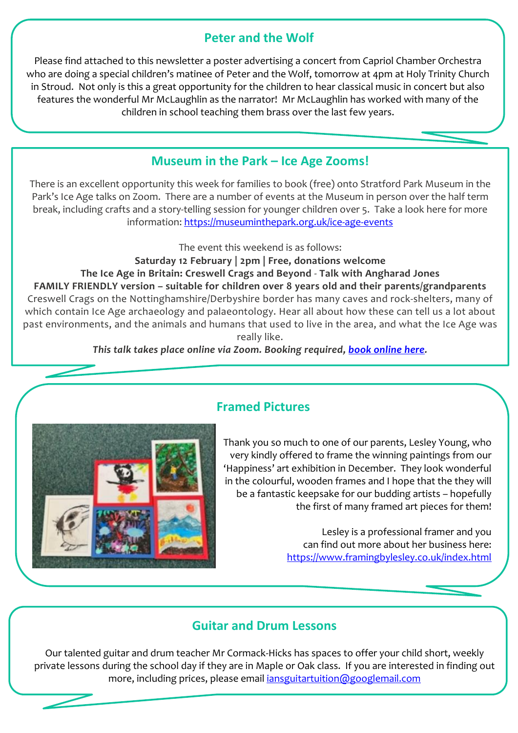## Peter and the Wolf

Please find attached to this newsletter a poster advertising a concert from Capriol Chamber Orchestra who are doing a special children's matinee of Peter and the Wolf, tomorrow at 4pm at Holy Trinity Church in Stroud. Not only is this a great opportunity for the children to hear classical music in concert but also features the wonderful Mr McLaughlin as the narrator! Mr McLaughlin has worked with many of the children in school teaching them brass over the last few years.

## Museum in the Park – Ice Age Zooms!

There is an excellent opportunity this week for families to book (free) onto Stratford Park Museum in the Park's Ice Age talks on Zoom. There are a number of events at the Museum in person over the half term break, including crafts and a story-telling session for younger children over 5. Take a look here for more information: [https://museuminthepark.org.uk/ice-age-events](https://museuminthepark.org.uk/ice-age-events)

The event this weekend is as follows:

**Saturday 12 February | 2pm | Free, donations welcome**

**The Ice Age in Britain: Creswell Crags and Beyond - Talk with Angharad Jones**

**FAMILY FRIENDLY version – suitable for children over 8 years old and their parents/grandparents**

Creswell Crags on the Nottinghamshire/Derbyshire border has many caves and rock-shelters, many of which contain Ice Age archaeology and palaeontology. Hear all about how these can tell us a lot about past environments, and the animals and humans that used to live in the area, and what the Ice Age was really like.

***This talk takes place online via Zoom. Booking required, book online here.***

## Framed Pictures

Thank you so much to one of our parents, Lesley Young, who very kindly offered to frame the winning paintings from our 'Happiness' art exhibition in December. They look wonderful in the colourful, wooden frames and I hope that the they will be a fantastic keepsake for our budding artists – hopefully the first of many framed art pieces for them!

Lesley is a professional framer and you can find out more about her business here: [https://www.framingbylesley.co.uk/index.html](https://www.framingbylesley.co.uk/index.html)

## Guitar and Drum Lessons

Our talented guitar and drum teacher Mr Cormack-Hicks has spaces to offer your child short, weekly private lessons during the school day if they are in Maple or Oak class. If you are interested in finding out more, including prices, please email [iansguitartuition@googlemail.com](mailto:iansguitartuition@googlemail.com)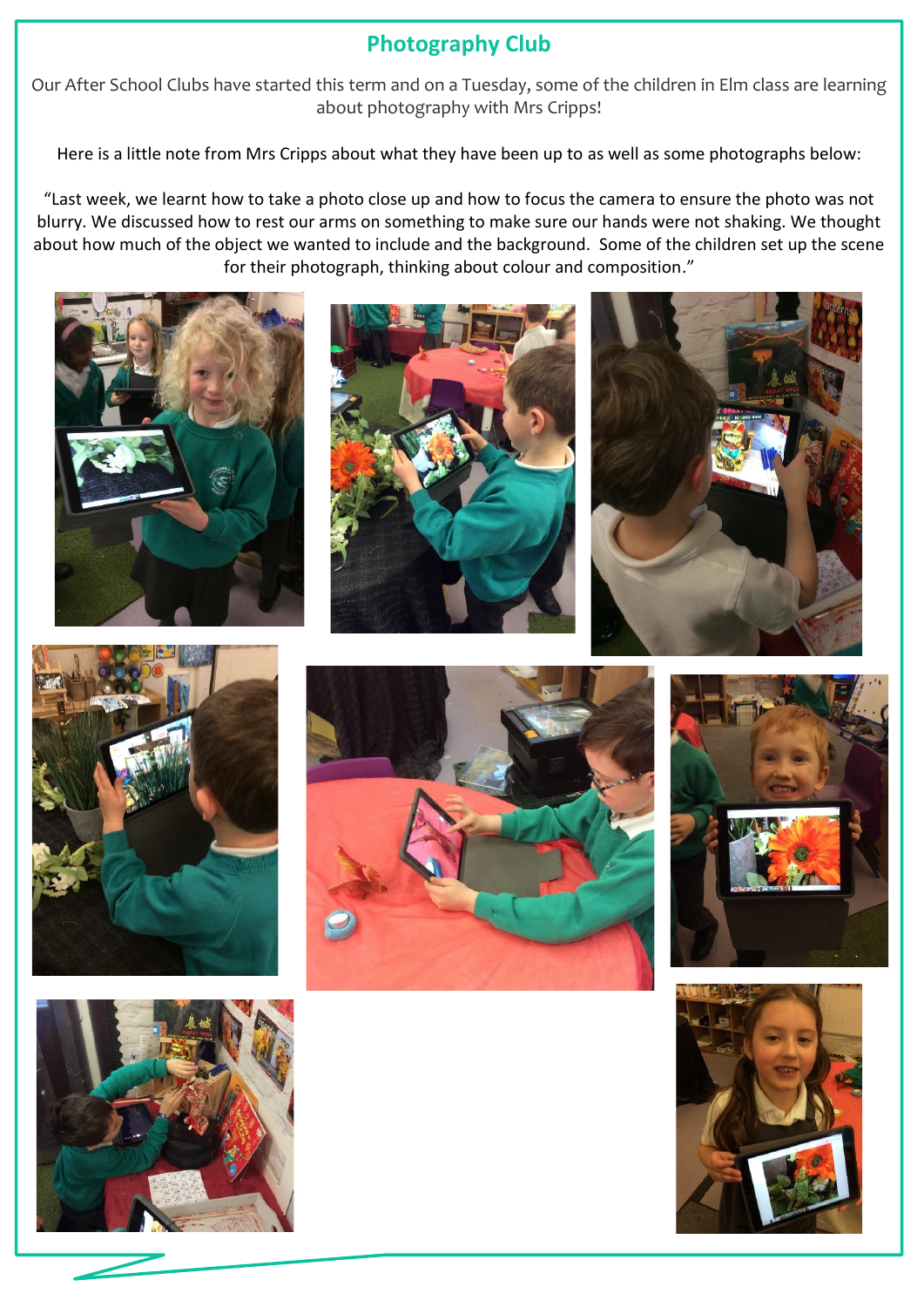## Photography Club

Our After School Clubs have started this term and on a Tuesday, some of the children in Elm class are learning about photography with Mrs Cripps!

Here is a little note from Mrs Cripps about what they have been up to as well as some photographs below:

"Last week, we learnt how to take a photo close up and how to focus the camera to ensure the photo was not blurry. We discussed how to rest our arms on something to make sure our hands were not shaking. We thought about how much of the object we wanted to include and the background. Some of the children set up the scene for their photograph, thinking about colour and composition."